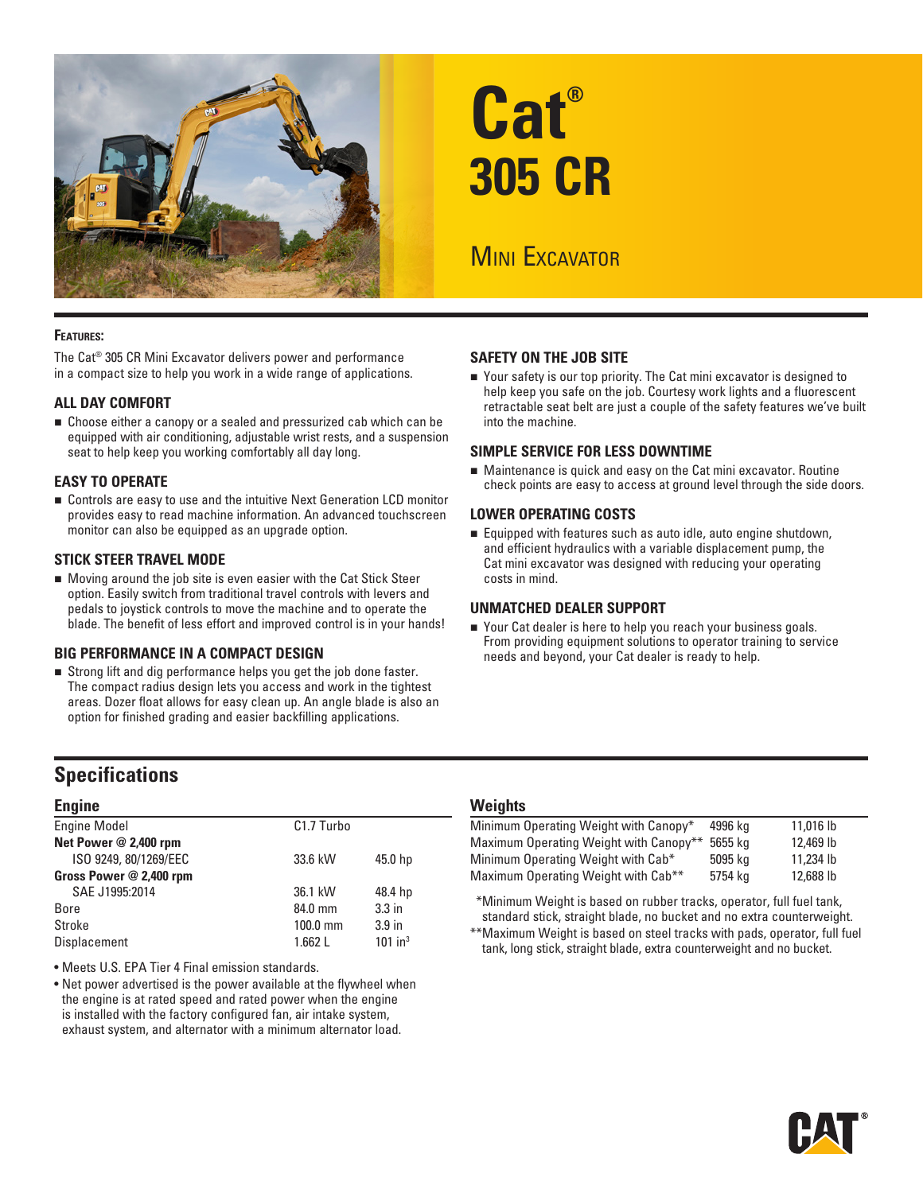# Cat® 305 CR

## Mini Excavator

**Features:**

The Cat® 305 CR Mini Excavator delivers power and performance in a compact size to help you work in a wide range of applications.

### ALL DAY COMFORT

- Choose either a canopy or a sealed and pressurized cab which can be equipped with air conditioning, adjustable wrist rests, and a suspension seat to help keep you working comfortably all day long.

### EASY TO OPERATE

- Controls are easy to use and the intuitive Next Generation LCD monitor provides easy to read machine information. An advanced touchscreen monitor can also be equipped as an upgrade option.

### STICK STEER TRAVEL MODE

- Moving around the job site is even easier with the Cat Stick Steer option. Easily switch from traditional travel controls with levers and pedals to joystick controls to move the machine and to operate the blade. The benefit of less effort and improved control is in your hands!

### BIG PERFORMANCE IN A COMPACT DESIGN

- Strong lift and dig performance helps you get the job done faster. The compact radius design lets you access and work in the tightest areas. Dozer float allows for easy clean up. An angle blade is also an option for finished grading and easier backfilling applications.

### SAFETY ON THE JOB SITE

- Your safety is our top priority. The Cat mini excavator is designed to help keep you safe on the job. Courtesy work lights and a fluorescent retractable seat belt are just a couple of the safety features we've built into the machine.

### SIMPLE SERVICE FOR LESS DOWNTIME

- Maintenance is quick and easy on the Cat mini excavator. Routine check points are easy to access at ground level through the side doors.

### LOWER OPERATING COSTS

- Equipped with features such as auto idle, auto engine shutdown, and efficient hydraulics with a variable displacement pump, the Cat mini excavator was designed with reducing your operating costs in mind.

### UNMATCHED DEALER SUPPORT

- Your Cat dealer is here to help you reach your business goals. From providing equipment solutions to operator training to service needs and beyond, your Cat dealer is ready to help.

## Specifications

### Engine

| | | |
|---|---|---|
| Engine Model | C1.7 Turbo | |
| **Net Power @ 2,400 rpm** | | |
| ISO 9249, 80/1269/EEC | 33.6 kW | 45.0 hp |
| **Gross Power @ 2,400 rpm** | | |
| SAE J1995:2014 | 36.1 kW | 48.4 hp |
| Bore | 84.0 mm | 3.3 in |
| Stroke | 100.0 mm | 3.9 in |
| Displacement | 1.662 L | 101 in$^3$ |

- Meets U.S. EPA Tier 4 Final emission standards.
- Net power advertised is the power available at the flywheel when the engine is at rated speed and rated power when the engine is installed with the factory configured fan, air intake system, exhaust system, and alternator with a minimum alternator load.

### Weights

| | | |
|---|---|---|
| Minimum Operating Weight with Canopy* | 4996 kg | 11,016 lb |
| Maximum Operating Weight with Canopy** | 5655 kg | 12,469 lb |
| Minimum Operating Weight with Cab* | 5095 kg | 11,234 lb |
| Maximum Operating Weight with Cab** | 5754 kg | 12,688 lb |

*Minimum Weight is based on rubber tracks, operator, full fuel tank, standard stick, straight blade, no bucket and no extra counterweight.

**Maximum Weight is based on steel tracks with pads, operator, full fuel tank, long stick, straight blade, extra counterweight and no bucket.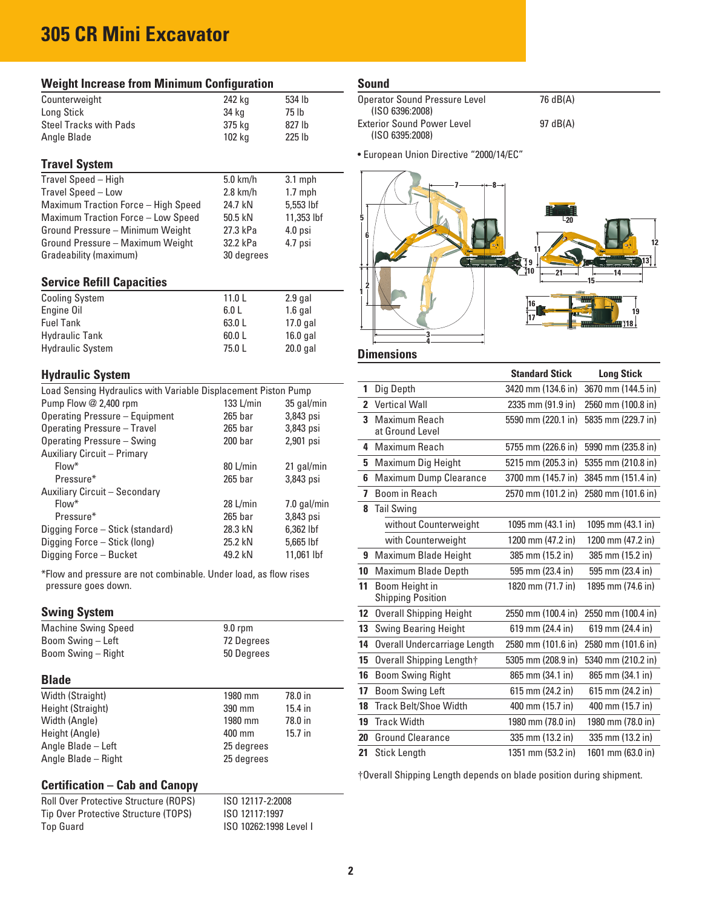# 305 CR Mini Excavator

## Weight Increase from Minimum Configuration

| | | |
|---|---|---|
| Counterweight | 242 kg | 534 lb |
| Long Stick | 34 kg | 75 lb |
| Steel Tracks with Pads | 375 kg | 827 lb |
| Angle Blade | 102 kg | 225 lb |

## Travel System

| | | |
|---|---|---|
| Travel Speed – High | 5.0 km/h | 3.1 mph |
| Travel Speed – Low | 2.8 km/h | 1.7 mph |
| Maximum Traction Force – High Speed | 24.7 kN | 5,553 lbf |
| Maximum Traction Force – Low Speed | 50.5 kN | 11,353 lbf |
| Ground Pressure – Minimum Weight | 27.3 kPa | 4.0 psi |
| Ground Pressure – Maximum Weight | 32.2 kPa | 4.7 psi |
| Gradeability (maximum) | 30 degrees | |

## Service Refill Capacities

| | | |
|---|---|---|
| Cooling System | 11.0 L | 2.9 gal |
| Engine Oil | 6.0 L | 1.6 gal |
| Fuel Tank | 63.0 L | 17.0 gal |
| Hydraulic Tank | 60.0 L | 16.0 gal |
| Hydraulic System | 75.0 L | 20.0 gal |

## Hydraulic System

| | | |
|---|---|---|
| Load Sensing Hydraulics with Variable Displacement Piston Pump | | |
| Pump Flow @ 2,400 rpm | 133 L/min | 35 gal/min |
| Operating Pressure – Equipment | 265 bar | 3,843 psi |
| Operating Pressure – Travel | 265 bar | 3,843 psi |
| Operating Pressure – Swing | 200 bar | 2,901 psi |
| Auxiliary Circuit – Primary | | |
| Flow* | 80 L/min | 21 gal/min |
| Pressure* | 265 bar | 3,843 psi |
| Auxiliary Circuit – Secondary | | |
| Flow* | 28 L/min | 7.0 gal/min |
| Pressure* | 265 bar | 3,843 psi |
| Digging Force – Stick (standard) | 28.3 kN | 6,362 lbf |
| Digging Force – Stick (long) | 25.2 kN | 5,665 lbf |
| Digging Force – Bucket | 49.2 kN | 11,061 lbf |

*Flow and pressure are not combinable. Under load, as flow rises pressure goes down.

## Swing System

| | |
|---|---|
| Machine Swing Speed | 9.0 rpm |
| Boom Swing – Left | 72 Degrees |
| Boom Swing – Right | 50 Degrees |

## Blade

| | | |
|---|---|---|
| Width (Straight) | 1980 mm | 78.0 in |
| Height (Straight) | 390 mm | 15.4 in |
| Width (Angle) | 1980 mm | 78.0 in |
| Height (Angle) | 400 mm | 15.7 in |
| Angle Blade – Left | 25 degrees | |
| Angle Blade – Right | 25 degrees | |

## Certification – Cab and Canopy

| | |
|---|---|
| Roll Over Protective Structure (ROPS) | ISO 12117-2:2008 |
| Tip Over Protective Structure (TOPS) | ISO 12117:1997 |
| Top Guard | ISO 10262:1998 Level I |

## Sound

| | |
|---|---|
| Operator Sound Pressure Level (ISO 6396:2008) | 76 dB(A) |
| Exterior Sound Power Level (ISO 6395:2008) | 97 dB(A) |

- European Union Directive "2000/14/EC"

## Dimensions

| | | Standard Stick | Long Stick |
|---|---|---|---|
| 1 | Dig Depth | 3420 mm (134.6 in) | 3670 mm (144.5 in) |
| 2 | Vertical Wall | 2335 mm (91.9 in) | 2560 mm (100.8 in) |
| 3 | Maximum Reach at Ground Level | 5590 mm (220.1 in) | 5835 mm (229.7 in) |
| 4 | Maximum Reach | 5755 mm (226.6 in) | 5990 mm (235.8 in) |
| 5 | Maximum Dig Height | 5215 mm (205.3 in) | 5355 mm (210.8 in) |
| 6 | Maximum Dump Clearance | 3700 mm (145.7 in) | 3845 mm (151.4 in) |
| 7 | Boom in Reach | 2570 mm (101.2 in) | 2580 mm (101.6 in) |
| 8 | Tail Swing | | |
| | without Counterweight | 1095 mm (43.1 in) | 1095 mm (43.1 in) |
| | with Counterweight | 1200 mm (47.2 in) | 1200 mm (47.2 in) |
| 9 | Maximum Blade Height | 385 mm (15.2 in) | 385 mm (15.2 in) |
| 10 | Maximum Blade Depth | 595 mm (23.4 in) | 595 mm (23.4 in) |
| 11 | Boom Height in Shipping Position | 1820 mm (71.7 in) | 1895 mm (74.6 in) |
| 12 | Overall Shipping Height | 2550 mm (100.4 in) | 2550 mm (100.4 in) |
| 13 | Swing Bearing Height | 619 mm (24.4 in) | 619 mm (24.4 in) |
| 14 | Overall Undercarriage Length | 2580 mm (101.6 in) | 2580 mm (101.6 in) |
| 15 | Overall Shipping Length† | 5305 mm (208.9 in) | 5340 mm (210.2 in) |
| 16 | Boom Swing Right | 865 mm (34.1 in) | 865 mm (34.1 in) |
| 17 | Boom Swing Left | 615 mm (24.2 in) | 615 mm (24.2 in) |
| 18 | Track Belt/Shoe Width | 400 mm (15.7 in) | 400 mm (15.7 in) |
| 19 | Track Width | 1980 mm (78.0 in) | 1980 mm (78.0 in) |
| 20 | Ground Clearance | 335 mm (13.2 in) | 335 mm (13.2 in) |
| 21 | Stick Length | 1351 mm (53.2 in) | 1601 mm (63.0 in) |

†Overall Shipping Length depends on blade position during shipment.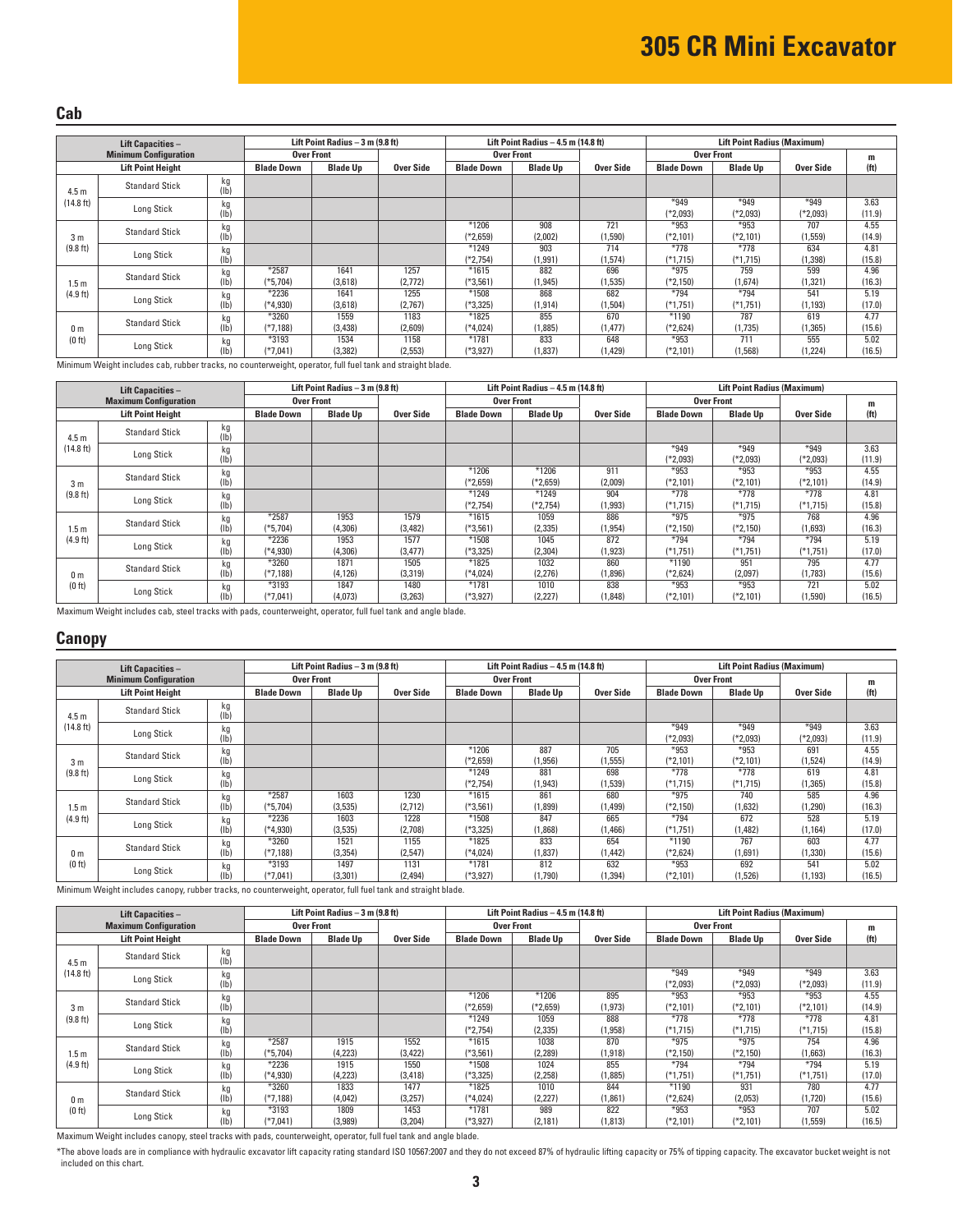# 305 CR Mini Excavator

## Cab

| Lift Capacities – Minimum Configuration | | | Lift Point Radius – 3 m (9.8 ft) | | | Lift Point Radius – 4.5 m (14.8 ft) | | | Lift Point Radius (Maximum) | | | m |
|---|---|---|---|---|---|---|---|---|---|---|---|---|
| | | | Over Front | | | Over Front | | | Over Front | | | |
| Lift Point Height | | | Blade Down | Blade Up | Over Side | Blade Down | Blade Up | Over Side | Blade Down | Blade Up | Over Side | (ft) |
| 4.5 m (14.8 ft) | Standard Stick | kg (lb) | | | | | | | | | | |
| | Long Stick | kg (lb) | | | | | | | *949 (*2,093) | *949 (*2,093) | *949 (*2,093) | 3.63 (11.9) |
| 3 m (9.8 ft) | Standard Stick | kg (lb) | | | | *1206 (*2,659) | 908 (2,002) | 721 (1,590) | *953 (*2,101) | *953 (*2,101) | 707 (1,559) | 4.55 (14.9) |
| | Long Stick | kg (lb) | | | | *1249 (*2,754) | 903 (1,991) | 714 (1,574) | *778 (*1,715) | *778 (*1,715) | 634 (1,398) | 4.81 (15.8) |
| 1.5 m (4.9 ft) | Standard Stick | kg (lb) | *2587 (*5,704) | 1641 (3,618) | 1257 (2,772) | *1615 (*3,561) | 882 (1,945) | 696 (1,535) | *975 (*2,150) | 759 (1,674) | 599 (1,321) | 4.96 (16.3) |
| | Long Stick | kg (lb) | *2236 (*4,930) | 1641 (3,618) | 1255 (2,767) | *1508 (*3,325) | 868 (1,914) | 682 (1,504) | *794 (*1,751) | *794 (*1,751) | 541 (1,193) | 5.19 (17.0) |
| 0 m (0 ft) | Standard Stick | kg (lb) | *3260 (*7,188) | 1559 (3,438) | 1183 (2,609) | *1825 (*4,024) | 855 (1,885) | 670 (1,477) | *1190 (*2,624) | 787 (1,735) | 619 (1,365) | 4.77 (15.6) |
| | Long Stick | kg (lb) | *3193 (*7,041) | 1534 (3,382) | 1158 (2,553) | *1781 (*3,927) | 833 (1,837) | 648 (1,429) | *953 (*2,101) | 711 (1,568) | 555 (1,224) | 5.02 (16.5) |

Minimum Weight includes cab, rubber tracks, no counterweight, operator, full fuel tank and straight blade.

| Lift Capacities – Maximum Configuration | | | Lift Point Radius – 3 m (9.8 ft) | | | Lift Point Radius – 4.5 m (14.8 ft) | | | Lift Point Radius (Maximum) | | | m |
|---|---|---|---|---|---|---|---|---|---|---|---|---|
| | | | Over Front | | | Over Front | | | Over Front | | | |
| Lift Point Height | | | Blade Down | Blade Up | Over Side | Blade Down | Blade Up | Over Side | Blade Down | Blade Up | Over Side | (ft) |
| 4.5 m (14.8 ft) | Standard Stick | kg (lb) | | | | | | | | | | |
| | Long Stick | kg (lb) | | | | | | | *949 (*2,093) | *949 (*2,093) | *949 (*2,093) | 3.63 (11.9) |
| 3 m (9.8 ft) | Standard Stick | kg (lb) | | | | *1206 (*2,659) | *1206 (*2,659) | 911 (2,009) | *953 (*2,101) | *953 (*2,101) | *953 (*2,101) | 4.55 (14.9) |
| | Long Stick | kg (lb) | | | | *1249 (*2,754) | *1249 (*2,754) | 904 (1,993) | *778 (*1,715) | *778 (*1,715) | *778 (*1,715) | 4.81 (15.8) |
| 1.5 m (4.9 ft) | Standard Stick | kg (lb) | *2587 (*5,704) | 1953 (4,306) | 1579 (3,482) | *1615 (*3,561) | 1059 (2,335) | 886 (1,954) | *975 (*2,150) | *975 (*2,150) | 768 (1,693) | 4.96 (16.3) |
| | Long Stick | kg (lb) | *2236 (*4,930) | 1953 (4,306) | 1577 (3,477) | *1508 (*3,325) | 1045 (2,304) | 872 (1,923) | *794 (*1,751) | *794 (*1,751) | *794 (*1,751) | 5.19 (17.0) |
| 0 m (0 ft) | Standard Stick | kg (lb) | *3260 (*7,188) | 1871 (4,126) | 1505 (3,319) | *1825 (*4,024) | 1032 (2,276) | 860 (1,896) | *1190 (*2,624) | 951 (2,097) | 795 (1,783) | 4.77 (15.6) |
| | Long Stick | kg (lb) | *3193 (*7,041) | 1847 (4,073) | 1480 (3,263) | *1781 (*3,927) | 1010 (2,227) | 838 (1,848) | *953 (*2,101) | *953 (*2,101) | 721 (1,590) | 5.02 (16.5) |

Maximum Weight includes cab, steel tracks with pads, counterweight, operator, full fuel tank and angle blade.

## Canopy

| Lift Capacities – Minimum Configuration | | | Lift Point Radius – 3 m (9.8 ft) | | | Lift Point Radius – 4.5 m (14.8 ft) | | | Lift Point Radius (Maximum) | | | m |
|---|---|---|---|---|---|---|---|---|---|---|---|---|
| | | | Over Front | | | Over Front | | | Over Front | | | |
| Lift Point Height | | | Blade Down | Blade Up | Over Side | Blade Down | Blade Up | Over Side | Blade Down | Blade Up | Over Side | (ft) |
| 4.5 m (14.8 ft) | Standard Stick | kg (lb) | | | | | | | | | | |
| | Long Stick | kg (lb) | | | | | | | *949 (*2,093) | *949 (*2,093) | *949 (*2,093) | 3.63 (11.9) |
| 3 m (9.8 ft) | Standard Stick | kg (lb) | | | | *1206 (*2,659) | 887 (1,956) | 705 (1,555) | *953 (*2,101) | *953 (*2,101) | 691 (1,524) | 4.55 (14.9) |
| | Long Stick | kg (lb) | | | | *1249 (*2,754) | 881 (1,943) | 698 (1,539) | *778 (*1,715) | *778 (*1,715) | 619 (1,365) | 4.81 (15.8) |
| 1.5 m (4.9 ft) | Standard Stick | kg (lb) | *2587 (*5,704) | 1603 (3,535) | 1230 (2,712) | *1615 (*3,561) | 861 (1,899) | 680 (1,499) | *975 (*2,150) | 740 (1,632) | 585 (1,290) | 4.96 (16.3) |
| | Long Stick | kg (lb) | *2236 (*4,930) | 1603 (3,535) | 1228 (2,708) | *1508 (*3,325) | 847 (1,868) | 665 (1,466) | *794 (*1,751) | 672 (1,482) | 528 (1,164) | 5.19 (17.0) |
| 0 m (0 ft) | Standard Stick | kg (lb) | *3260 (*7,188) | 1521 (3,354) | 1155 (2,547) | *1825 (*4,024) | 833 (1,837) | 654 (1,442) | *1190 (*2,624) | 767 (1,691) | 603 (1,330) | 4.77 (15.6) |
| | Long Stick | kg (lb) | *3193 (*7,041) | 1497 (3,301) | 1131 (2,494) | *1781 (*3,927) | 812 (1,790) | 632 (1,394) | *953 (*2,101) | 692 (1,526) | 541 (1,193) | 5.02 (16.5) |

Minimum Weight includes canopy, rubber tracks, no counterweight, operator, full fuel tank and straight blade.

| Lift Capacities – Maximum Configuration | | | Lift Point Radius – 3 m (9.8 ft) | | | Lift Point Radius – 4.5 m (14.8 ft) | | | Lift Point Radius (Maximum) | | | m |
|---|---|---|---|---|---|---|---|---|---|---|---|---|
| | | | Over Front | | | Over Front | | | Over Front | | | |
| Lift Point Height | | | Blade Down | Blade Up | Over Side | Blade Down | Blade Up | Over Side | Blade Down | Blade Up | Over Side | (ft) |
| 4.5 m (14.8 ft) | Standard Stick | kg (lb) | | | | | | | | | | |
| | Long Stick | kg (lb) | | | | | | | *949 (*2,093) | *949 (*2,093) | *949 (*2,093) | 3.63 (11.9) |
| 3 m (9.8 ft) | Standard Stick | kg (lb) | | | | *1206 (*2,659) | *1206 (*2,659) | 895 (1,973) | *953 (*2,101) | *953 (*2,101) | *953 (*2,101) | 4.55 (14.9) |
| | Long Stick | kg (lb) | | | | *1249 (*2,754) | 1059 (2,335) | 888 (1,958) | *778 (*1,715) | *778 (*1,715) | *778 (*1,715) | 4.81 (15.8) |
| 1.5 m (4.9 ft) | Standard Stick | kg (lb) | *2587 (*5,704) | 1915 (4,223) | 1552 (3,422) | *1615 (*3,561) | 1038 (2,289) | 870 (1,918) | *975 (*2,150) | *975 (*2,150) | 754 (1,663) | 4.96 (16.3) |
| | Long Stick | kg (lb) | *2236 (*4,930) | 1915 (4,223) | 1550 (3,418) | *1508 (*3,325) | 1024 (2,258) | 855 (1,885) | *794 (*1,751) | *794 (*1,751) | *794 (*1,751) | 5.19 (17.0) |
| 0 m (0 ft) | Standard Stick | kg (lb) | *3260 (*7,188) | 1833 (4,042) | 1477 (3,257) | *1825 (*4,024) | 1010 (2,227) | 844 (1,861) | *1190 (*2,624) | 931 (2,053) | 780 (1,720) | 4.77 (15.6) |
| | Long Stick | kg (lb) | *3193 (*7,041) | 1809 (3,989) | 1453 (3,204) | *1781 (*3,927) | 989 (2,181) | 822 (1,813) | *953 (*2,101) | *953 (*2,101) | 707 (1,559) | 5.02 (16.5) |

Maximum Weight includes canopy, steel tracks with pads, counterweight, operator, full fuel tank and angle blade.

*The above loads are in compliance with hydraulic excavator lift capacity rating standard ISO 10567:2007 and they do not exceed 87% of hydraulic lifting capacity or 75% of tipping capacity. The excavator bucket weight is not included on this chart.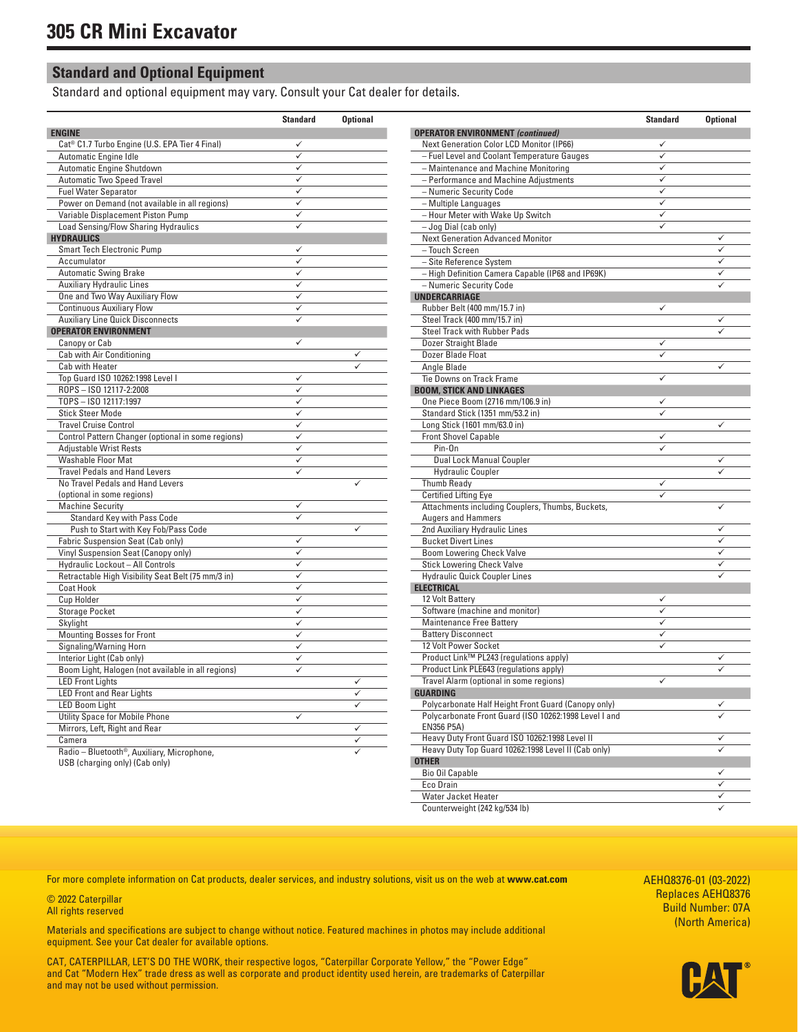# 305 CR Mini Excavator

## Standard and Optional Equipment

Standard and optional equipment may vary. Consult your Cat dealer for details.

| | Standard | Optional |
|---|---|---|
| **ENGINE** | | |
| Cat® C1.7 Turbo Engine (U.S. EPA Tier 4 Final) | ✓ | |
| Automatic Engine Idle | ✓ | |
| Automatic Engine Shutdown | ✓ | |
| Automatic Two Speed Travel | ✓ | |
| Fuel Water Separator | ✓ | |
| Power on Demand (not available in all regions) | ✓ | |
| Variable Displacement Piston Pump | ✓ | |
| Load Sensing/Flow Sharing Hydraulics | ✓ | |
| **HYDRAULICS** | | |
| Smart Tech Electronic Pump | ✓ | |
| Accumulator | ✓ | |
| Automatic Swing Brake | ✓ | |
| Auxiliary Hydraulic Lines | ✓ | |
| One and Two Way Auxiliary Flow | ✓ | |
| Continuous Auxiliary Flow | ✓ | |
| Auxiliary Line Quick Disconnects | ✓ | |
| **OPERATOR ENVIRONMENT** | | |
| Canopy or Cab | ✓ | |
| Cab with Air Conditioning | | ✓ |
| Cab with Heater | | ✓ |
| Top Guard ISO 10262:1998 Level I | ✓ | |
| ROPS – ISO 12117-2:2008 | ✓ | |
| TOPS – ISO 12117:1997 | ✓ | |
| Stick Steer Mode | ✓ | |
| Travel Cruise Control | ✓ | |
| Control Pattern Changer (optional in some regions) | ✓ | |
| Adjustable Wrist Rests | ✓ | |
| Washable Floor Mat | ✓ | |
| Travel Pedals and Hand Levers | ✓ | |
| No Travel Pedals and Hand Levers (optional in some regions) | | ✓ |
| Machine Security | ✓ | |
| Standard Key with Pass Code | ✓ | |
| Push to Start with Key Fob/Pass Code | | ✓ |
| Fabric Suspension Seat (Cab only) | ✓ | |
| Vinyl Suspension Seat (Canopy only) | ✓ | |
| Hydraulic Lockout – All Controls | ✓ | |
| Retractable High Visibility Seat Belt (75 mm/3 in) | ✓ | |
| Coat Hook | ✓ | |
| Cup Holder | ✓ | |
| Storage Pocket | ✓ | |
| Skylight | ✓ | |
| Mounting Bosses for Front | ✓ | |
| Signaling/Warning Horn | ✓ | |
| Interior Light (Cab only) | ✓ | |
| Boom Light, Halogen (not available in all regions) | ✓ | |
| LED Front Lights | | ✓ |
| LED Front and Rear Lights | | ✓ |
| LED Boom Light | | ✓ |
| Utility Space for Mobile Phone | ✓ | |
| Mirrors, Left, Right and Rear | | ✓ |
| Camera | | ✓ |
| Radio – Bluetooth®, Auxiliary, Microphone, USB (charging only) (Cab only) | | ✓ |
| **OPERATOR ENVIRONMENT** *(continued)* | | |
| Next Generation Color LCD Monitor (IP66) | ✓ | |
| – Fuel Level and Coolant Temperature Gauges | ✓ | |
| – Maintenance and Machine Monitoring | ✓ | |
| – Performance and Machine Adjustments | ✓ | |
| – Numeric Security Code | ✓ | |
| – Multiple Languages | ✓ | |
| – Hour Meter with Wake Up Switch | ✓ | |
| – Jog Dial (cab only) | ✓ | |
| Next Generation Advanced Monitor | | ✓ |
| – Touch Screen | | ✓ |
| – Site Reference System | | ✓ |
| – High Definition Camera Capable (IP68 and IP69K) | | ✓ |
| – Numeric Security Code | | ✓ |
| **UNDERCARRIAGE** | | |
| Rubber Belt (400 mm/15.7 in) | ✓ | |
| Steel Track (400 mm/15.7 in) | | ✓ |
| Steel Track with Rubber Pads | | ✓ |
| Dozer Straight Blade | ✓ | |
| Dozer Blade Float | ✓ | |
| Angle Blade | | ✓ |
| Tie Downs on Track Frame | ✓ | |
| **BOOM, STICK AND LINKAGES** | | |
| One Piece Boom (2716 mm/106.9 in) | ✓ | |
| Standard Stick (1351 mm/53.2 in) | ✓ | |
| Long Stick (1601 mm/63.0 in) | | ✓ |
| Front Shovel Capable | ✓ | |
| Pin-On | ✓ | |
| Dual Lock Manual Coupler | | ✓ |
| Hydraulic Coupler | | ✓ |
| Thumb Ready | ✓ | |
| Certified Lifting Eye | ✓ | |
| Attachments including Couplers, Thumbs, Buckets, Augers and Hammers | | ✓ |
| 2nd Auxiliary Hydraulic Lines | | ✓ |
| Bucket Divert Lines | | ✓ |
| Boom Lowering Check Valve | | ✓ |
| Stick Lowering Check Valve | | ✓ |
| Hydraulic Quick Coupler Lines | | ✓ |
| **ELECTRICAL** | | |
| 12 Volt Battery | ✓ | |
| Software (machine and monitor) | ✓ | |
| Maintenance Free Battery | ✓ | |
| Battery Disconnect | ✓ | |
| 12 Volt Power Socket | ✓ | |
| Product Link™ PL243 (regulations apply) | | ✓ |
| Product Link PLE643 (regulations apply) | | ✓ |
| Travel Alarm (optional in some regions) | ✓ | |
| **GUARDING** | | |
| Polycarbonate Half Height Front Guard (Canopy only) | | ✓ |
| Polycarbonate Front Guard (ISO 10262:1998 Level I and EN356 P5A) | | ✓ |
| Heavy Duty Front Guard ISO 10262:1998 Level II | | ✓ |
| Heavy Duty Top Guard 10262:1998 Level II (Cab only) | | ✓ |
| **OTHER** | | |
| Bio Oil Capable | | ✓ |
| Eco Drain | | ✓ |
| Water Jacket Heater | | ✓ |
| Counterweight (242 kg/534 lb) | | ✓ |

For more complete information on Cat products, dealer services, and industry solutions, visit us on the web at **www.cat.com**

© 2022 Caterpillar
All rights reserved

Materials and specifications are subject to change without notice. Featured machines in photos may include additional equipment. See your Cat dealer for available options.

CAT, CATERPILLAR, LET'S DO THE WORK, their respective logos, "Caterpillar Corporate Yellow," the "Power Edge" and Cat "Modern Hex" trade dress as well as corporate and product identity used herein, are trademarks of Caterpillar and may not be used without permission.

AEHQ8376-01 (03-2022)
Replaces AEHQ8376
Build Number: 07A
(North America)